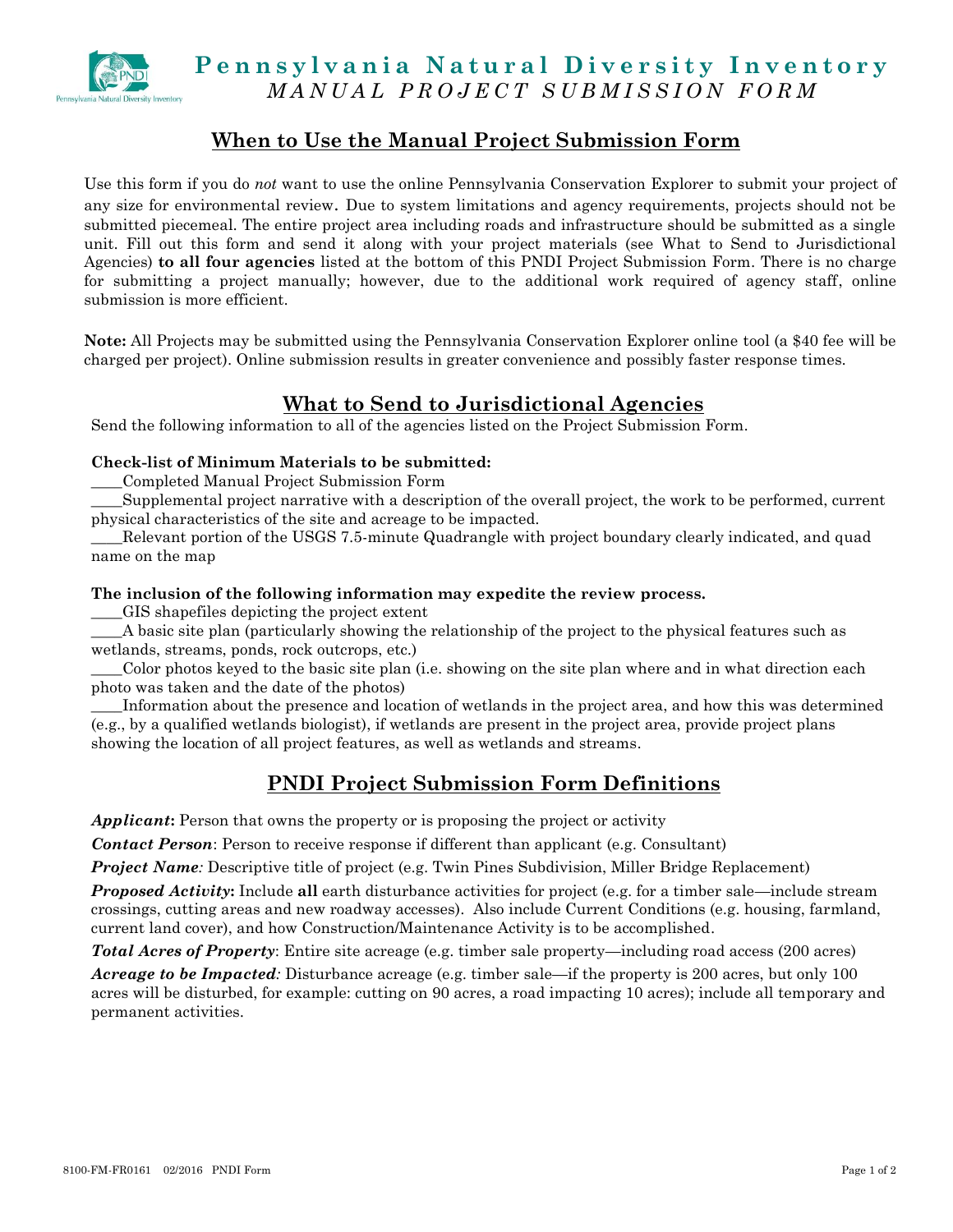# Pennsylvania Natural Diversity Inventory

*MANUAL PROJECT SUBMISSION FORM*

## When to Use the Manual Project Submission Form

Use this form if you do *not* want to use the online Pennsylvania Conservation Explorer to submit your project of any size for environmental review. Due to system limitations and agency requirements, projects should not be submitted piecemeal. The entire project area including roads and infrastructure should be submitted as a single unit. Fill out this form and send it along with your project materials (see What to Send to Jurisdictional Agencies) **to all four agencies** listed at the bottom of this PNDI Project Submission Form. There is no charge for submitting a project manually; however, due to the additional work required of agency staff, online submission is more efficient.

**Note:** All Projects may be submitted using the Pennsylvania Conservation Explorer online tool (a $40 fee will be charged per project). Online submission results in greater convenience and possibly faster response times.

## What to Send to Jurisdictional Agencies

Send the following information to all of the agencies listed on the Project Submission Form.

**Check-list of Minimum Materials to be submitted:**

____Completed Manual Project Submission Form

____Supplemental project narrative with a description of the overall project, the work to be performed, current physical characteristics of the site and acreage to be impacted.

____Relevant portion of the USGS 7.5-minute Quadrangle with project boundary clearly indicated, and quad name on the map

**The inclusion of the following information may expedite the review process.**

____GIS shapefiles depicting the project extent

____A basic site plan (particularly showing the relationship of the project to the physical features such as wetlands, streams, ponds, rock outcrops, etc.)

____Color photos keyed to the basic site plan (i.e. showing on the site plan where and in what direction each photo was taken and the date of the photos)

____Information about the presence and location of wetlands in the project area, and how this was determined (e.g., by a qualified wetlands biologist), if wetlands are present in the project area, provide project plans showing the location of all project features, as well as wetlands and streams.

## PNDI Project Submission Form Definitions

***Applicant*:** Person that owns the property or is proposing the project or activity

***Contact Person***: Person to receive response if different than applicant (e.g. Consultant)

***Project Name:*** Descriptive title of project (e.g. Twin Pines Subdivision, Miller Bridge Replacement)

***Proposed Activity*:** Include **all** earth disturbance activities for project (e.g. for a timber sale—include stream crossings, cutting areas and new roadway accesses). Also include Current Conditions (e.g. housing, farmland, current land cover), and how Construction/Maintenance Activity is to be accomplished.

***Total Acres of Property***: Entire site acreage (e.g. timber sale property—including road access (200 acres)

***Acreage to be Impacted:*** Disturbance acreage (e.g. timber sale—if the property is 200 acres, but only 100 acres will be disturbed, for example: cutting on 90 acres, a road impacting 10 acres); include all temporary and permanent activities.

8100-FM-FR0161 02/2016 PNDI Form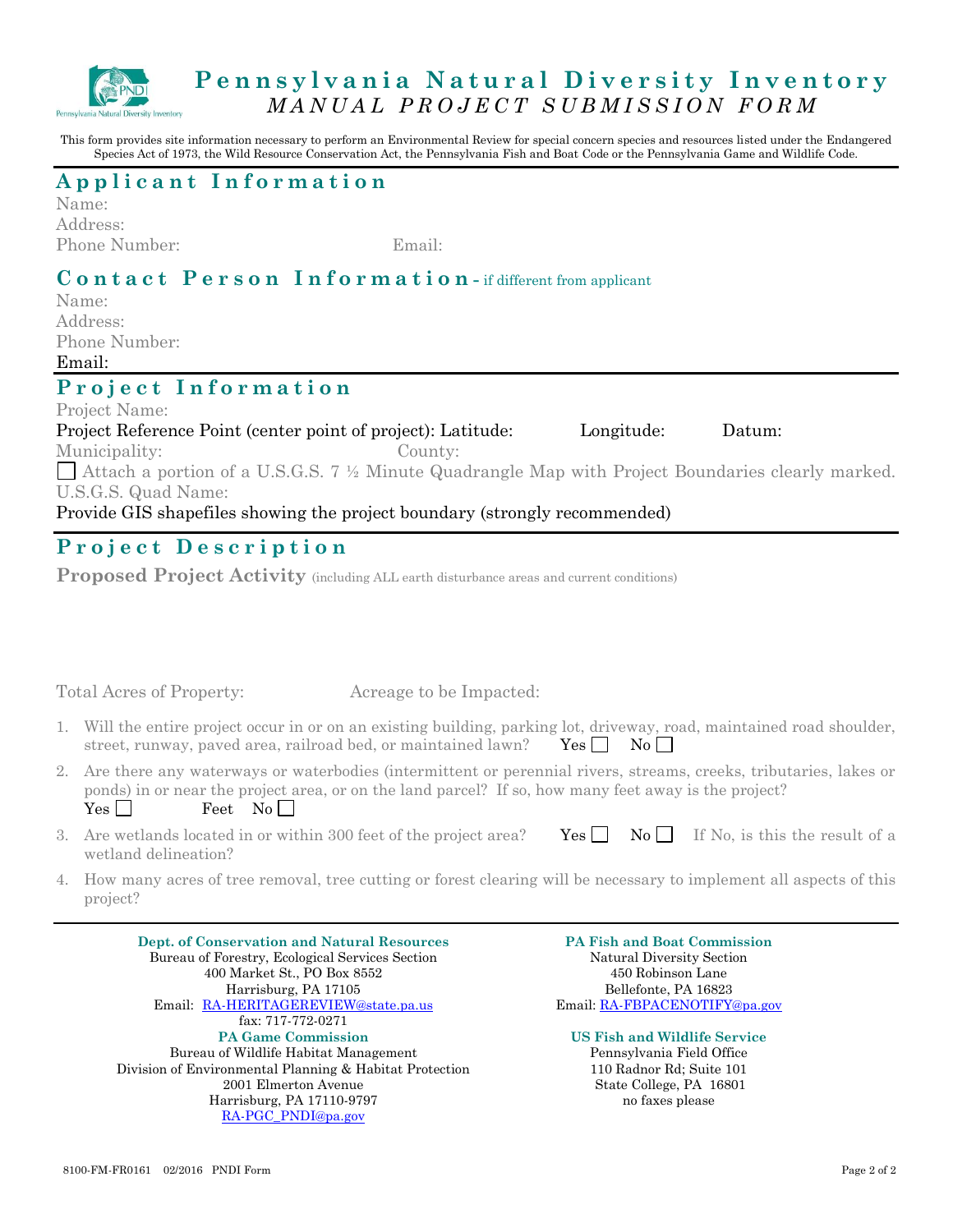# Pennsylvania Natural Diversity Inventory
## *MANUAL PROJECT SUBMISSION FORM*

This form provides site information necessary to perform an Environmental Review for special concern species and resources listed under the Endangered Species Act of 1973, the Wild Resource Conservation Act, the Pennsylvania Fish and Boat Code or the Pennsylvania Game and Wildlife Code.

## Applicant Information

Name:
Address:
Phone Number: Email:

## Contact Person Information - if different from applicant

Name:
Address:
Phone Number:
Email:

## Project Information

Project Name:
Project Reference Point (center point of project): Latitude: Longitude: Datum:
Municipality: County:
☐ Attach a portion of a U.S.G.S. 7 ½ Minute Quadrangle Map with Project Boundaries clearly marked.
U.S.G.S. Quad Name:
Provide GIS shapefiles showing the project boundary (strongly recommended)

## Project Description

**Proposed Project Activity** (including ALL earth disturbance areas and current conditions)

Total Acres of Property: Acreage to be Impacted:

1. Will the entire project occur in or on an existing building, parking lot, driveway, road, maintained road shoulder, street, runway, paved area, railroad bed, or maintained lawn? Yes ☐ No ☐
2. Are there any waterways or waterbodies (intermittent or perennial rivers, streams, creeks, tributaries, lakes or ponds) in or near the project area, or on the land parcel? If so, how many feet away is the project? Yes ☐ Feet No ☐
3. Are wetlands located in or within 300 feet of the project area? Yes ☐ No ☐ If No, is this the result of a wetland delineation?
4. How many acres of tree removal, tree cutting or forest clearing will be necessary to implement all aspects of this project?

**Dept. of Conservation and Natural Resources**
Bureau of Forestry, Ecological Services Section
400 Market St., PO Box 8552
Harrisburg, PA 17105
Email: RA-HERITAGEREVIEW@state.pa.us
fax: 717-772-0271

**PA Game Commission**
Bureau of Wildlife Habitat Management
Division of Environmental Planning & Habitat Protection
2001 Elmerton Avenue
Harrisburg, PA 17110-9797
RA-PGC_PNDI@pa.gov

**PA Fish and Boat Commission**
Natural Diversity Section
450 Robinson Lane
Bellefonte, PA 16823
Email: RA-FBPACENOTIFY@pa.gov

**US Fish and Wildlife Service**
Pennsylvania Field Office
110 Radnor Rd; Suite 101
State College, PA 16801
no faxes please

8100-FM-FR0161 02/2016 PNDI Form